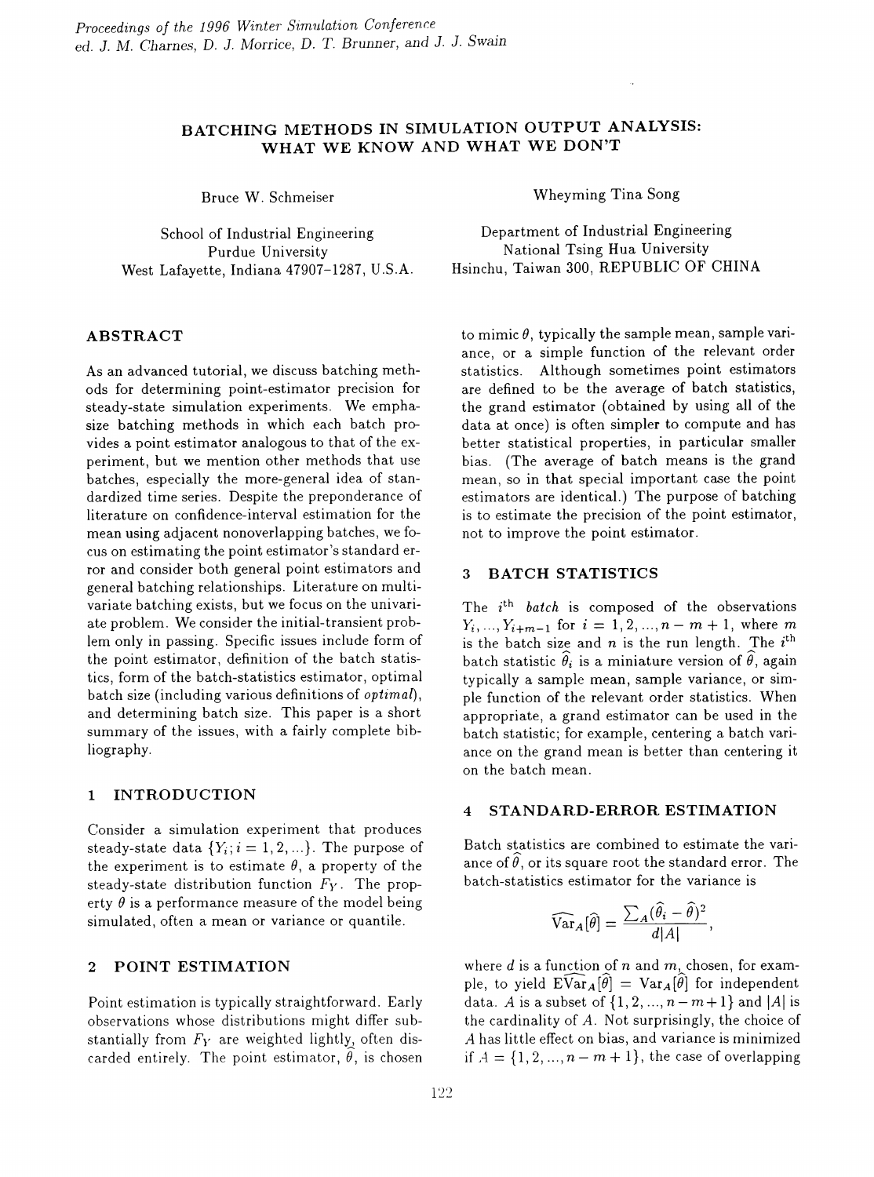# BATCHING METHODS IN SIMULATION OUTPUT ANALYSIS: WHAT WE KNOW AND WHAT WE DON'T

Bruce W. Schmeiser

School of Industrial Engineering
Purdue University
West Lafayette, Indiana 47907-1287, U.S.A.

Wheyming Tina Song

Department of Industrial Engineering
National Tsing Hua University
Hsinchu, Taiwan 300, REPUBLIC OF CHINA

## ABSTRACT

As an advanced tutorial, we discuss batching methods for determining point-estimator precision for steady-state simulation experiments. We emphasize batching methods in which each batch provides a point estimator analogous to that of the experiment, but we mention other methods that use batches, especially the more-general idea of standardized time series. Despite the preponderance of literature on confidence-interval estimation for the mean using adjacent nonoverlapping batches, we focus on estimating the point estimator's standard error and consider both general point estimators and general batching relationships. Literature on multivariate batching exists, but we focus on the univariate problem. We consider the initial-transient problem only in passing. Specific issues include form of the point estimator, definition of the batch statistics, form of the batch-statistics estimator, optimal batch size (including various definitions of *optimal*), and determining batch size. This paper is a short summary of the issues, with a fairly complete bibliography.

## 1 INTRODUCTION

Consider a simulation experiment that produces steady-state data $\{Y_i; i = 1, 2, \ldots\}$. The purpose of the experiment is to estimate $\theta$, a property of the steady-state distribution function $F_Y$. The property $\theta$ is a performance measure of the model being simulated, often a mean or variance or quantile.

## 2 POINT ESTIMATION

Point estimation is typically straightforward. Early observations whose distributions might differ substantially from $F_Y$ are weighted lightly, often discarded entirely. The point estimator, $\widehat{\theta}$, is chosen to mimic $\theta$, typically the sample mean, sample variance, or a simple function of the relevant order statistics. Although sometimes point estimators are defined to be the average of batch statistics, the grand estimator (obtained by using all of the data at once) is often simpler to compute and has better statistical properties, in particular smaller bias. (The average of batch means is the grand mean, so in that special important case the point estimators are identical.) The purpose of batching is to estimate the precision of the point estimator, not to improve the point estimator.

## 3 BATCH STATISTICS

The $i^{\text{th}}$ *batch* is composed of the observations $Y_i, \ldots, Y_{i+m-1}$ for $i = 1, 2, \ldots, n-m+1$, where $m$ is the batch size and $n$ is the run length. The $i^{\text{th}}$ batch statistic $\widehat{\theta}_i$ is a miniature version of $\widehat{\theta}$, again typically a sample mean, sample variance, or simple function of the relevant order statistics. When appropriate, a grand estimator can be used in the batch statistic; for example, centering a batch variance on the grand mean is better than centering it on the batch mean.

## 4 STANDARD-ERROR ESTIMATION

Batch statistics are combined to estimate the variance of $\widehat{\theta}$, or its square root the standard error. The batch-statistics estimator for the variance is

$$\widehat{\text{Var}}_A[\widehat{\theta}] = \frac{\sum_A (\widehat{\theta}_i - \widehat{\theta})^2}{d|A|},$$

where $d$ is a function of $n$ and $m$, chosen, for example, to yield $\text{E}\widehat{\text{Var}}_A[\widehat{\theta}] = \text{Var}_A[\widehat{\theta}]$ for independent data. $A$ is a subset of $\{1, 2, \ldots, n-m+1\}$ and $|A|$ is the cardinality of $A$. Not surprisingly, the choice of $A$ has little effect on bias, and variance is minimized if $A = \{1, 2, \ldots, n-m+1\}$, the case of overlapping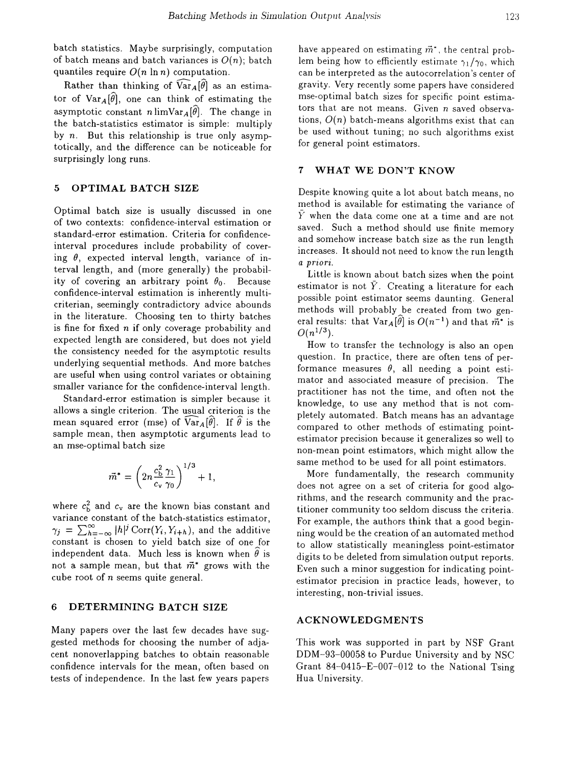batch statistics. Maybe surprisingly, computation of batch means and batch variances is $O(n)$; batch quantiles require $O(n \ln n)$ computation.

Rather than thinking of $\widehat{\mathrm{Var}}_A[\widehat{\theta}]$ as an estimator of $\mathrm{Var}_A[\widehat{\theta}]$, one can think of estimating the asymptotic constant $n \lim \mathrm{Var}_A[\widehat{\theta}]$. The change in the batch-statistics estimator is simple: multiply by $n$. But this relationship is true only asymptotically, and the difference can be noticeable for surprisingly long runs.

## 5 OPTIMAL BATCH SIZE

Optimal batch size is usually discussed in one of two contexts: confidence-interval estimation or standard-error estimation. Criteria for confidence-interval procedures include probability of covering $\theta$, expected interval length, variance of interval length, and (more generally) the probability of covering an arbitrary point $\theta_0$. Because confidence-interval estimation is inherently multi-criterian, seemingly contradictory advice abounds in the literature. Choosing ten to thirty batches is fine for fixed $n$ if only coverage probability and expected length are considered, but does not yield the consistency needed for the asymptotic results underlying sequential methods. And more batches are useful when using control variates or obtaining smaller variance for the confidence-interval length.

Standard-error estimation is simpler because it allows a single criterion. The usual criterion is the mean squared error (mse) of $\widehat{\mathrm{Var}}_A[\widehat{\theta}]$. If $\widehat{\theta}$ is the sample mean, then asymptotic arguments lead to an mse-optimal batch size

$$\vec{m}^* = \left(2n \frac{c_b^2}{c_v} \frac{\gamma_1}{\gamma_0}\right)^{1/3} + 1,$$

where $c_b^2$ and $c_v$ are the known bias constant and variance constant of the batch-statistics estimator, $\gamma_j = \sum_{h=-\infty}^{\infty} |h|^j \,\mathrm{Corr}(Y_i, Y_{i+h})$, and the additive constant is chosen to yield batch size of one for independent data. Much less is known when $\widehat{\theta}$ is not a sample mean, but that $\vec{m}^*$ grows with the cube root of $n$ seems quite general.

## 6 DETERMINING BATCH SIZE

Many papers over the last few decades have suggested methods for choosing the number of adjacent nonoverlapping batches to obtain reasonable confidence intervals for the mean, often based on tests of independence. In the last few years papers have appeared on estimating $\vec{m}^*$, the central problem being how to efficiently estimate $\gamma_1/\gamma_0$, which can be interpreted as the autocorrelation's center of gravity. Very recently some papers have considered mse-optimal batch sizes for specific point estimators that are not means. Given $n$ saved observations, $O(n)$ batch-means algorithms exist that can be used without tuning; no such algorithms exist for general point estimators.

## 7 WHAT WE DON'T KNOW

Despite knowing quite a lot about batch means, no method is available for estimating the variance of $\bar{Y}$ when the data come one at a time and are not saved. Such a method should use finite memory and somehow increase batch size as the run length increases. It should not need to know the run length *a priori*.

Little is known about batch sizes when the point estimator is not $\bar{Y}$. Creating a literature for each possible point estimator seems daunting. General methods will probably be created from two general results: that $\mathrm{Var}_A[\widehat{\theta}]$ is $O(n^{-1})$ and that $\vec{m}^*$ is $O(n^{1/3})$.

How to transfer the technology is also an open question. In practice, there are often tens of performance measures $\theta$, all needing a point estimator and associated measure of precision. The practitioner has not the time, and often not the knowledge, to use any method that is not completely automated. Batch means has an advantage compared to other methods of estimating point-estimator precision because it generalizes so well to non-mean point estimators, which might allow the same method to be used for all point estimators.

More fundamentally, the research community does not agree on a set of criteria for good algorithms, and the research community and the practitioner community too seldom discuss the criteria. For example, the authors think that a good beginning would be the creation of an automated method to allow statistically meaningless point-estimator digits to be deleted from simulation output reports. Even such a minor suggestion for indicating point-estimator precision in practice leads, however, to interesting, non-trivial issues.

## ACKNOWLEDGMENTS

This work was supported in part by NSF Grant DDM-93-00058 to Purdue University and by NSC Grant 84-0415-E-007-012 to the National Tsing Hua University.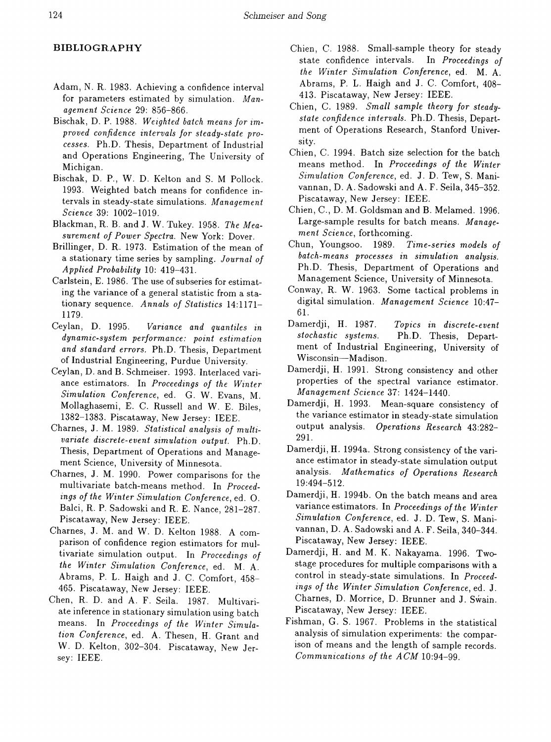## BIBLIOGRAPHY

Adam, N. R. 1983. Achieving a confidence interval for parameters estimated by simulation. *Management Science* 29: 856–866.

Bischak, D. P. 1988. *Weighted batch means for improved confidence intervals for steady-state processes.* Ph.D. Thesis, Department of Industrial and Operations Engineering, The University of Michigan.

Bischak, D. P., W. D. Kelton and S. M Pollock. 1993. Weighted batch means for confidence intervals in steady-state simulations. *Management Science* 39: 1002–1019.

Blackman, R. B. and J. W. Tukey. 1958. *The Measurement of Power Spectra.* New York: Dover.

Brillinger, D. R. 1973. Estimation of the mean of a stationary time series by sampling. *Journal of Applied Probability* 10: 419–431.

Carlstein, E. 1986. The use of subseries for estimating the variance of a general statistic from a stationary sequence. *Annals of Statistics* 14:1171–1179.

Ceylan, D. 1995. *Variance and quantiles in dynamic-system performance: point estimation and standard errors.* Ph.D. Thesis, Department of Industrial Engineering, Purdue University.

Ceylan, D. and B. Schmeiser. 1993. Interlaced variance estimators. In *Proceedings of the Winter Simulation Conference*, ed. G. W. Evans, M. Mollaghasemi, E. C. Russell and W. E. Biles, 1382–1383. Piscataway, New Jersey: IEEE.

Charnes, J. M. 1989. *Statistical analysis of multivariate discrete-event simulation output.* Ph.D. Thesis, Department of Operations and Management Science, University of Minnesota.

Charnes, J. M. 1990. Power comparisons for the multivariate batch-means method. In *Proceedings of the Winter Simulation Conference*, ed. O. Balci, R. P. Sadowski and R. E. Nance, 281–287. Piscataway, New Jersey: IEEE.

Charnes, J. M. and W. D. Kelton 1988. A comparison of confidence region estimators for multivariate simulation output. In *Proceedings of the Winter Simulation Conference*, ed. M. A. Abrams, P. L. Haigh and J. C. Comfort, 458–465. Piscataway, New Jersey: IEEE.

Chen, R. D. and A. F. Seila. 1987. Multivariate inference in stationary simulation using batch means. In *Proceedings of the Winter Simulation Conference*, ed. A. Thesen, H. Grant and W. D. Kelton, 302–304. Piscataway, New Jersey: IEEE.

Chien, C. 1988. Small-sample theory for steady state confidence intervals. In *Proceedings of the Winter Simulation Conference*, ed. M. A. Abrams, P. L. Haigh and J. C. Comfort, 408–413. Piscataway, New Jersey: IEEE.

Chien, C. 1989. *Small sample theory for steady-state confidence intervals.* Ph.D. Thesis, Department of Operations Research, Stanford University.

Chien, C. 1994. Batch size selection for the batch means method. In *Proceedings of the Winter Simulation Conference*, ed. J. D. Tew, S. Manivannan, D. A. Sadowski and A. F. Seila, 345–352. Piscataway, New Jersey: IEEE.

Chien, C., D. M. Goldsman and B. Melamed. 1996. Large-sample results for batch means. *Management Science*, forthcoming.

Chun, Youngsoo. 1989. *Time-series models of batch-means processes in simulation analysis.* Ph.D. Thesis, Department of Operations and Management Science, University of Minnesota.

Conway, R. W. 1963. Some tactical problems in digital simulation. *Management Science* 10:47–61.

Damerdji, H. 1987. *Topics in discrete-event stochastic systems.* Ph.D. Thesis, Department of Industrial Engineering, University of Wisconsin—Madison.

Damerdji, H. 1991. Strong consistency and other properties of the spectral variance estimator. *Management Science* 37: 1424–1440.

Damerdji, H. 1993. Mean-square consistency of the variance estimator in steady-state simulation output analysis. *Operations Research* 43:282–291.

Damerdji, H. 1994a. Strong consistency of the variance estimator in steady-state simulation output analysis. *Mathematics of Operations Research* 19:494–512.

Damerdji, H. 1994b. On the batch means and area variance estimators. In *Proceedings of the Winter Simulation Conference*, ed. J. D. Tew, S. Manivannan, D. A. Sadowski and A. F. Seila, 340–344. Piscataway, New Jersey: IEEE.

Damerdji, H. and M. K. Nakayama. 1996. Two-stage procedures for multiple comparisons with a control in steady-state simulations. In *Proceedings of the Winter Simulation Conference*, ed. J. Charnes, D. Morrice, D. Brunner and J. Swain. Piscataway, New Jersey: IEEE.

Fishman, G. S. 1967. Problems in the statistical analysis of simulation experiments: the comparison of means and the length of sample records. *Communications of the ACM* 10:94–99.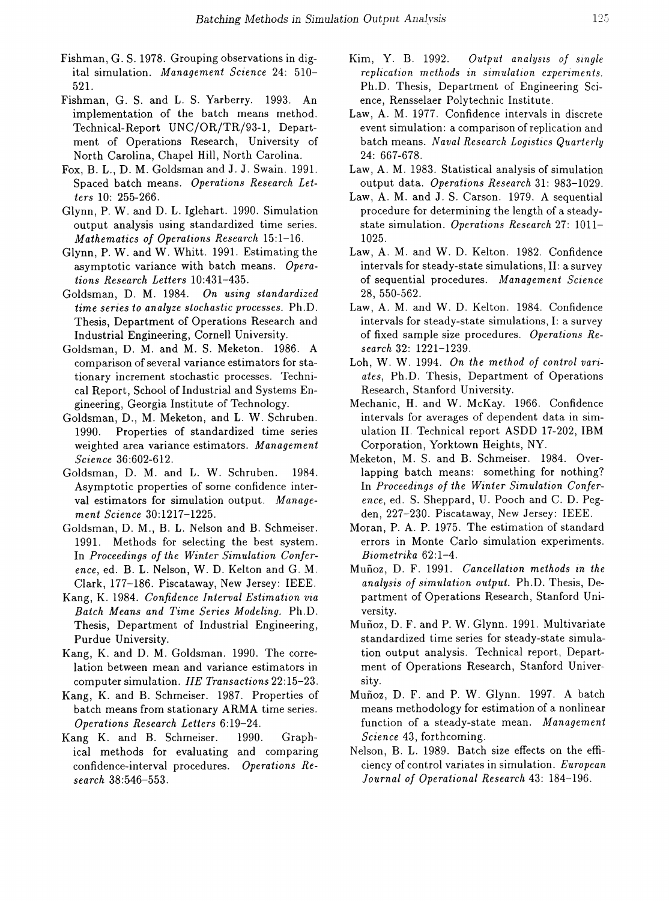Fishman, G. S. 1978. Grouping observations in digital simulation. *Management Science* 24: 510–521.

Fishman, G. S. and L. S. Yarberry. 1993. An implementation of the batch means method. Technical-Report UNC/OR/TR/93-1, Department of Operations Research, University of North Carolina, Chapel Hill, North Carolina.

Fox, B. L., D. M. Goldsman and J. J. Swain. 1991. Spaced batch means. *Operations Research Letters* 10: 255-266.

Glynn, P. W. and D. L. Iglehart. 1990. Simulation output analysis using standardized time series. *Mathematics of Operations Research* 15:1–16.

Glynn, P. W. and W. Whitt. 1991. Estimating the asymptotic variance with batch means. *Operations Research Letters* 10:431–435.

Goldsman, D. M. 1984. *On using standardized time series to analyze stochastic processes.* Ph.D. Thesis, Department of Operations Research and Industrial Engineering, Cornell University.

Goldsman, D. M. and M. S. Meketon. 1986. A comparison of several variance estimators for stationary increment stochastic processes. Technical Report, School of Industrial and Systems Engineering, Georgia Institute of Technology.

Goldsman, D., M. Meketon, and L. W. Schruben. 1990. Properties of standardized time series weighted area variance estimators. *Management Science* 36:602-612.

Goldsman, D. M. and L. W. Schruben. 1984. Asymptotic properties of some confidence interval estimators for simulation output. *Management Science* 30:1217–1225.

Goldsman, D. M., B. L. Nelson and B. Schmeiser. 1991. Methods for selecting the best system. In *Proceedings of the Winter Simulation Conference*, ed. B. L. Nelson, W. D. Kelton and G. M. Clark, 177–186. Piscataway, New Jersey: IEEE.

Kang, K. 1984. *Confidence Interval Estimation via Batch Means and Time Series Modeling.* Ph.D. Thesis, Department of Industrial Engineering, Purdue University.

Kang, K. and D. M. Goldsman. 1990. The correlation between mean and variance estimators in computer simulation. *IIE Transactions* 22:15–23.

Kang, K. and B. Schmeiser. 1987. Properties of batch means from stationary ARMA time series. *Operations Research Letters* 6:19–24.

Kang K. and B. Schmeiser. 1990. Graphical methods for evaluating and comparing confidence-interval procedures. *Operations Research* 38:546–553.

Kim, Y. B. 1992. *Output analysis of single replication methods in simulation experiments.* Ph.D. Thesis, Department of Engineering Science, Rensselaer Polytechnic Institute.

Law, A. M. 1977. Confidence intervals in discrete event simulation: a comparison of replication and batch means. *Naval Research Logistics Quarterly* 24: 667-678.

Law, A. M. 1983. Statistical analysis of simulation output data. *Operations Research* 31: 983–1029.

Law, A. M. and J. S. Carson. 1979. A sequential procedure for determining the length of a steady-state simulation. *Operations Research* 27: 1011–1025.

Law, A. M. and W. D. Kelton. 1982. Confidence intervals for steady-state simulations, II: a survey of sequential procedures. *Management Science* 28, 550-562.

Law, A. M. and W. D. Kelton. 1984. Confidence intervals for steady-state simulations, I: a survey of fixed sample size procedures. *Operations Research* 32: 1221-1239.

Loh, W. W. 1994. *On the method of control variates*, Ph.D. Thesis, Department of Operations Research, Stanford University.

Mechanic, H. and W. McKay. 1966. Confidence intervals for averages of dependent data in simulation II. Technical report ASDD 17-202, IBM Corporation, Yorktown Heights, NY.

Meketon, M. S. and B. Schmeiser. 1984. Overlapping batch means: something for nothing? In *Proceedings of the Winter Simulation Conference*, ed. S. Sheppard, U. Pooch and C. D. Pegden, 227–230. Piscataway, New Jersey: IEEE.

Moran, P. A. P. 1975. The estimation of standard errors in Monte Carlo simulation experiments. *Biometrika* 62:1–4.

Muñoz, D. F. 1991. *Cancellation methods in the analysis of simulation output.* Ph.D. Thesis, Department of Operations Research, Stanford University.

Muñoz, D. F. and P. W. Glynn. 1991. Multivariate standardized time series for steady-state simulation output analysis. Technical report, Department of Operations Research, Stanford University.

Muñoz, D. F. and P. W. Glynn. 1997. A batch means methodology for estimation of a nonlinear function of a steady-state mean. *Management Science* 43, forthcoming.

Nelson, B. L. 1989. Batch size effects on the efficiency of control variates in simulation. *European Journal of Operational Research* 43: 184–196.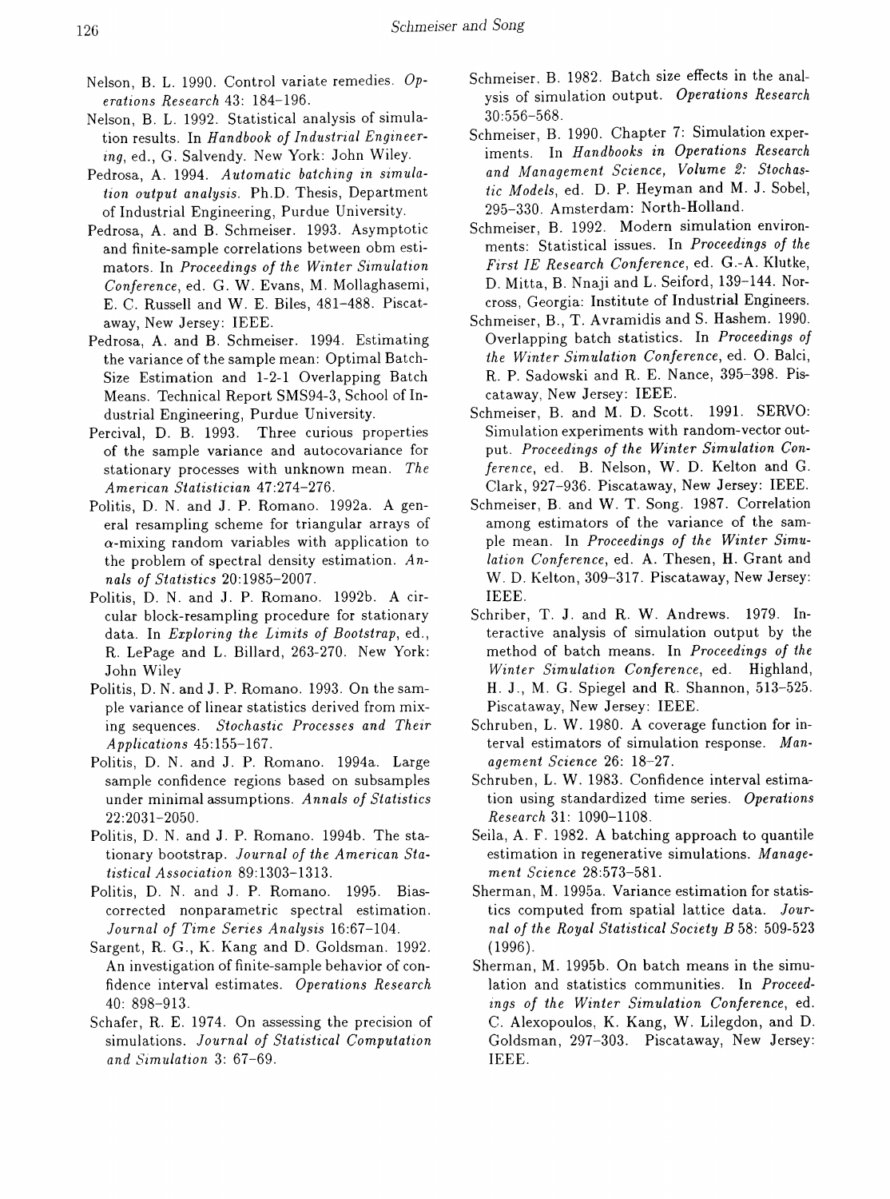Nelson, B. L. 1990. Control variate remedies. *Operations Research* 43: 184–196.

Nelson, B. L. 1992. Statistical analysis of simulation results. In *Handbook of Industrial Engineering*, ed., G. Salvendy. New York: John Wiley.

Pedrosa, A. 1994. *Automatic batching in simulation output analysis*. Ph.D. Thesis, Department of Industrial Engineering, Purdue University.

Pedrosa, A. and B. Schmeiser. 1993. Asymptotic and finite-sample correlations between obm estimators. In *Proceedings of the Winter Simulation Conference*, ed. G. W. Evans, M. Mollaghasemi, E. C. Russell and W. E. Biles, 481–488. Piscataway, New Jersey: IEEE.

Pedrosa, A. and B. Schmeiser. 1994. Estimating the variance of the sample mean: Optimal Batch-Size Estimation and 1-2-1 Overlapping Batch Means. Technical Report SMS94-3, School of Industrial Engineering, Purdue University.

Percival, D. B. 1993. Three curious properties of the sample variance and autocovariance for stationary processes with unknown mean. *The American Statistician* 47:274–276.

Politis, D. N. and J. P. Romano. 1992a. A general resampling scheme for triangular arrays of $\alpha$-mixing random variables with application to the problem of spectral density estimation. *Annals of Statistics* 20:1985–2007.

Politis, D. N. and J. P. Romano. 1992b. A circular block-resampling procedure for stationary data. In *Exploring the Limits of Bootstrap*, ed., R. LePage and L. Billard, 263-270. New York: John Wiley

Politis, D. N. and J. P. Romano. 1993. On the sample variance of linear statistics derived from mixing sequences. *Stochastic Processes and Their Applications* 45:155–167.

Politis, D. N. and J. P. Romano. 1994a. Large sample confidence regions based on subsamples under minimal assumptions. *Annals of Statistics* 22:2031–2050.

Politis, D. N. and J. P. Romano. 1994b. The stationary bootstrap. *Journal of the American Statistical Association* 89:1303–1313.

Politis, D. N. and J. P. Romano. 1995. Bias-corrected nonparametric spectral estimation. *Journal of Time Series Analysis* 16:67–104.

Sargent, R. G., K. Kang and D. Goldsman. 1992. An investigation of finite-sample behavior of confidence interval estimates. *Operations Research* 40: 898–913.

Schafer, R. E. 1974. On assessing the precision of simulations. *Journal of Statistical Computation and Simulation* 3: 67–69.

Schmeiser, B. 1982. Batch size effects in the analysis of simulation output. *Operations Research* 30:556–568.

Schmeiser, B. 1990. Chapter 7: Simulation experiments. In *Handbooks in Operations Research and Management Science, Volume 2: Stochastic Models*, ed. D. P. Heyman and M. J. Sobel, 295–330. Amsterdam: North-Holland.

Schmeiser, B. 1992. Modern simulation environments: Statistical issues. In *Proceedings of the First IE Research Conference*, ed. G.-A. Klutke, D. Mitta, B. Nnaji and L. Seiford, 139–144. Norcross, Georgia: Institute of Industrial Engineers.

Schmeiser, B., T. Avramidis and S. Hashem. 1990. Overlapping batch statistics. In *Proceedings of the Winter Simulation Conference*, ed. O. Balci, R. P. Sadowski and R. E. Nance, 395–398. Piscataway, New Jersey: IEEE.

Schmeiser, B. and M. D. Scott. 1991. SERVO: Simulation experiments with random-vector output. *Proceedings of the Winter Simulation Conference*, ed. B. Nelson, W. D. Kelton and G. Clark, 927–936. Piscataway, New Jersey: IEEE.

Schmeiser, B. and W. T. Song. 1987. Correlation among estimators of the variance of the sample mean. In *Proceedings of the Winter Simulation Conference*, ed. A. Thesen, H. Grant and W. D. Kelton, 309–317. Piscataway, New Jersey: IEEE.

Schriber, T. J. and R. W. Andrews. 1979. Interactive analysis of simulation output by the method of batch means. In *Proceedings of the Winter Simulation Conference*, ed. Highland, H. J., M. G. Spiegel and R. Shannon, 513–525. Piscataway, New Jersey: IEEE.

Schruben, L. W. 1980. A coverage function for interval estimators of simulation response. *Management Science* 26: 18–27.

Schruben, L. W. 1983. Confidence interval estimation using standardized time series. *Operations Research* 31: 1090–1108.

Seila, A. F. 1982. A batching approach to quantile estimation in regenerative simulations. *Management Science* 28:573–581.

Sherman, M. 1995a. Variance estimation for statistics computed from spatial lattice data. *Journal of the Royal Statistical Society B* 58: 509-523 (1996).

Sherman, M. 1995b. On batch means in the simulation and statistics communities. In *Proceedings of the Winter Simulation Conference*, ed. C. Alexopoulos, K. Kang, W. Lilegdon, and D. Goldsman, 297–303. Piscataway, New Jersey: IEEE.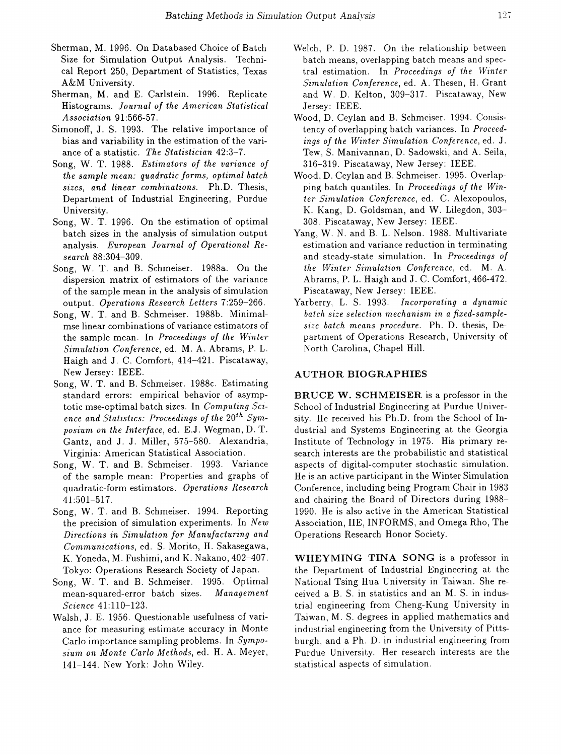Sherman, M. 1996. On Databased Choice of Batch Size for Simulation Output Analysis. Technical Report 250, Department of Statistics, Texas A&M University.

Sherman, M. and E. Carlstein. 1996. Replicate Histograms. *Journal of the American Statistical Association* 91:566-57.

Simonoff, J. S. 1993. The relative importance of bias and variability in the estimation of the variance of a statistic. *The Statistician* 42:3–7.

Song, W. T. 1988. *Estimators of the variance of the sample mean: quadratic forms, optimal batch sizes, and linear combinations.* Ph.D. Thesis, Department of Industrial Engineering, Purdue University.

Song, W. T. 1996. On the estimation of optimal batch sizes in the analysis of simulation output analysis. *European Journal of Operational Research* 88:304–309.

Song, W. T. and B. Schmeiser. 1988a. On the dispersion matrix of estimators of the variance of the sample mean in the analysis of simulation output. *Operations Research Letters* 7:259–266.

Song, W. T. and B. Schmeiser. 1988b. Minimal-mse linear combinations of variance estimators of the sample mean. In *Proceedings of the Winter Simulation Conference*, ed. M. A. Abrams, P. L. Haigh and J. C. Comfort, 414–421. Piscataway, New Jersey: IEEE.

Song, W. T. and B. Schmeiser. 1988c. Estimating standard errors: empirical behavior of asymptotic mse-optimal batch sizes. In *Computing Science and Statistics: Proceedings of the $20^{th}$ Symposium on the Interface*, ed. E.J. Wegman, D. T. Gantz, and J. J. Miller, 575–580. Alexandria, Virginia: American Statistical Association.

Song, W. T. and B. Schmeiser. 1993. Variance of the sample mean: Properties and graphs of quadratic-form estimators. *Operations Research* 41:501–517.

Song, W. T. and B. Schmeiser. 1994. Reporting the precision of simulation experiments. In *New Directions in Simulation for Manufacturing and Communications*, ed. S. Morito, H. Sakasegawa, K. Yoneda, M. Fushimi, and K. Nakano, 402–407. Tokyo: Operations Research Society of Japan.

Song, W. T. and B. Schmeiser. 1995. Optimal mean-squared-error batch sizes. *Management Science* 41:110–123.

Walsh, J. E. 1956. Questionable usefulness of variance for measuring estimate accuracy in Monte Carlo importance sampling problems. In *Symposium on Monte Carlo Methods*, ed. H. A. Meyer, 141–144. New York: John Wiley.

Welch, P. D. 1987. On the relationship between batch means, overlapping batch means and spectral estimation. In *Proceedings of the Winter Simulation Conference*, ed. A. Thesen, H. Grant and W. D. Kelton, 309–317. Piscataway, New Jersey: IEEE.

Wood, D. Ceylan and B. Schmeiser. 1994. Consistency of overlapping batch variances. In *Proceedings of the Winter Simulation Conference*, ed. J. Tew, S. Manivannan, D. Sadowski, and A. Seila, 316–319. Piscataway, New Jersey: IEEE.

Wood, D. Ceylan and B. Schmeiser. 1995. Overlapping batch quantiles. In *Proceedings of the Winter Simulation Conference*, ed. C. Alexopoulos, K. Kang, D. Goldsman, and W. Lilegdon, 303–308. Piscataway, New Jersey: IEEE.

Yang, W. N. and B. L. Nelson. 1988. Multivariate estimation and variance reduction in terminating and steady-state simulation. In *Proceedings of the Winter Simulation Conference*, ed. M. A. Abrams, P. L. Haigh and J. C. Comfort, 466-472. Piscataway, New Jersey: IEEE.

Yarberry, L. S. 1993. *Incorporating a dynamic batch size selection mechanism in a fixed-sample-size batch means procedure.* Ph. D. thesis, Department of Operations Research, University of North Carolina, Chapel Hill.

## AUTHOR BIOGRAPHIES

**BRUCE W. SCHMEISER** is a professor in the School of Industrial Engineering at Purdue University. He received his Ph.D. from the School of Industrial and Systems Engineering at the Georgia Institute of Technology in 1975. His primary research interests are the probabilistic and statistical aspects of digital-computer stochastic simulation. He is an active participant in the Winter Simulation Conference, including being Program Chair in 1983 and chairing the Board of Directors during 1988–1990. He is also active in the American Statistical Association, IIE, INFORMS, and Omega Rho, The Operations Research Honor Society.

**WHEYMING TINA SONG** is a professor in the Department of Industrial Engineering at the National Tsing Hua University in Taiwan. She received a B. S. in statistics and an M. S. in industrial engineering from Cheng-Kung University in Taiwan, M. S. degrees in applied mathematics and industrial engineering from the University of Pittsburgh, and a Ph. D. in industrial engineering from Purdue University. Her research interests are the statistical aspects of simulation.